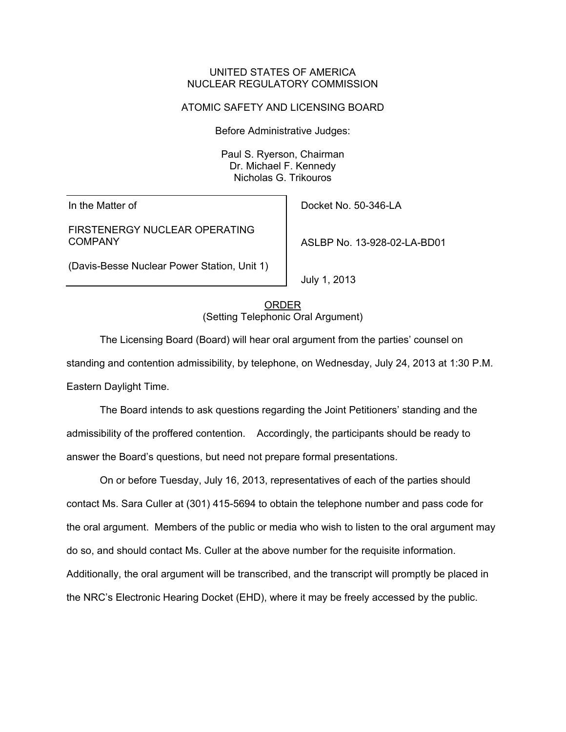UNITED STATES OF AMERICA
NUCLEAR REGULATORY COMMISSION

ATOMIC SAFETY AND LICENSING BOARD

Before Administrative Judges:

Paul S. Ryerson, Chairman
Dr. Michael F. Kennedy
Nicholas G. Trikouros

| In the Matter of | |
|---|---|
| FIRSTENERGY NUCLEAR OPERATING COMPANY | Docket No. 50-346-LA |
| (Davis-Besse Nuclear Power Station, Unit 1) | ASLBP No. 13-928-02-LA-BD01 |
| | July 1, 2013 |

ORDER
(Setting Telephonic Oral Argument)

The Licensing Board (Board) will hear oral argument from the parties' counsel on standing and contention admissibility, by telephone, on Wednesday, July 24, 2013 at 1:30 P.M. Eastern Daylight Time.

The Board intends to ask questions regarding the Joint Petitioners' standing and the admissibility of the proffered contention. Accordingly, the participants should be ready to answer the Board's questions, but need not prepare formal presentations.

On or before Tuesday, July 16, 2013, representatives of each of the parties should contact Ms. Sara Culler at (301) 415-5694 to obtain the telephone number and pass code for the oral argument. Members of the public or media who wish to listen to the oral argument may do so, and should contact Ms. Culler at the above number for the requisite information. Additionally, the oral argument will be transcribed, and the transcript will promptly be placed in the NRC's Electronic Hearing Docket (EHD), where it may be freely accessed by the public.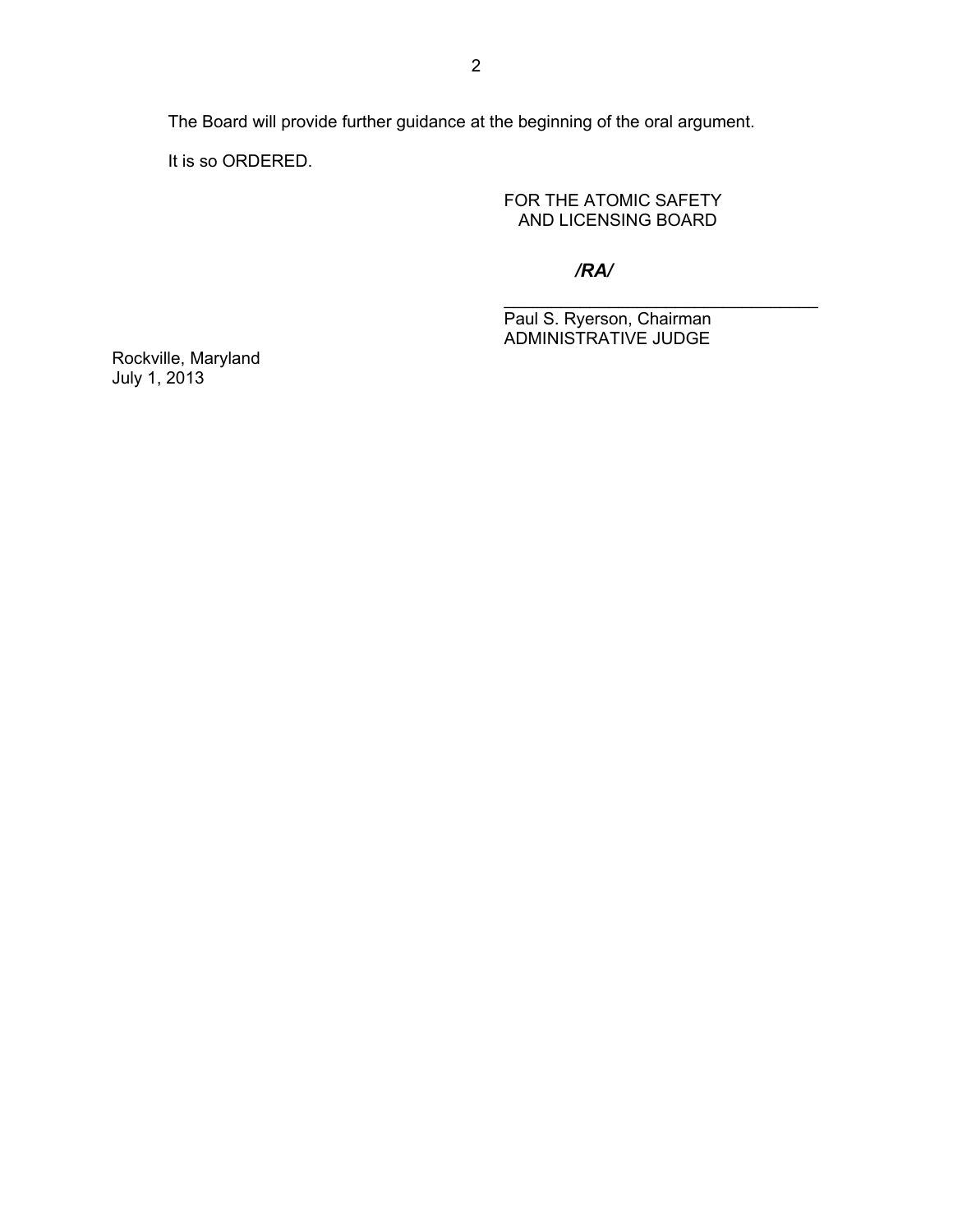The Board will provide further guidance at the beginning of the oral argument.

It is so ORDERED.

FOR THE ATOMIC SAFETY
AND LICENSING BOARD

***/RA/***

________________________________

Paul S. Ryerson, Chairman
ADMINISTRATIVE JUDGE

Rockville, Maryland
July 1, 2013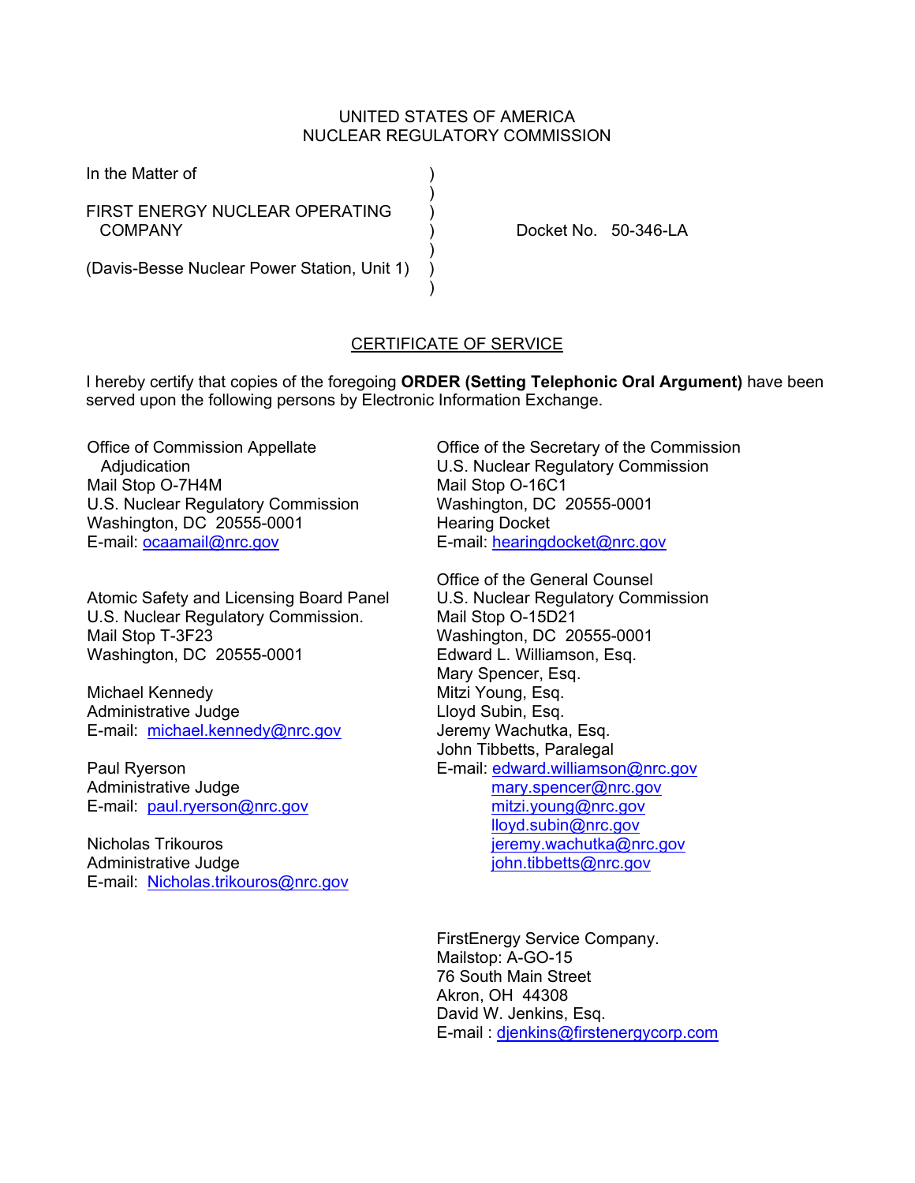UNITED STATES OF AMERICA
NUCLEAR REGULATORY COMMISSION

In the Matter of

FIRST ENERGY NUCLEAR OPERATING COMPANY

(Davis-Besse Nuclear Power Station, Unit 1)

Docket No. 50-346-LA

## CERTIFICATE OF SERVICE

I hereby certify that copies of the foregoing **ORDER (Setting Telephonic Oral Argument)** have been served upon the following persons by Electronic Information Exchange.

Office of Commission Appellate Adjudication
Mail Stop O-7H4M
U.S. Nuclear Regulatory Commission
Washington, DC 20555-0001
E-mail: ocaamail@nrc.gov

Atomic Safety and Licensing Board Panel
U.S. Nuclear Regulatory Commission.
Mail Stop T-3F23
Washington, DC 20555-0001

Michael Kennedy
Administrative Judge
E-mail: michael.kennedy@nrc.gov

Paul Ryerson
Administrative Judge
E-mail: paul.ryerson@nrc.gov

Nicholas Trikouros
Administrative Judge
E-mail: Nicholas.trikouros@nrc.gov

Office of the Secretary of the Commission
U.S. Nuclear Regulatory Commission
Mail Stop O-16C1
Washington, DC 20555-0001
Hearing Docket
E-mail: hearingdocket@nrc.gov

Office of the General Counsel
U.S. Nuclear Regulatory Commission
Mail Stop O-15D21
Washington, DC 20555-0001
Edward L. Williamson, Esq.
Mary Spencer, Esq.
Mitzi Young, Esq.
Lloyd Subin, Esq.
Jeremy Wachutka, Esq.
John Tibbetts, Paralegal
E-mail: edward.williamson@nrc.gov
mary.spencer@nrc.gov
mitzi.young@nrc.gov
lloyd.subin@nrc.gov
jeremy.wachutka@nrc.gov
john.tibbetts@nrc.gov

FirstEnergy Service Company.
Mailstop: A-GO-15
76 South Main Street
Akron, OH 44308
David W. Jenkins, Esq.
E-mail : djenkins@firstenergycorp.com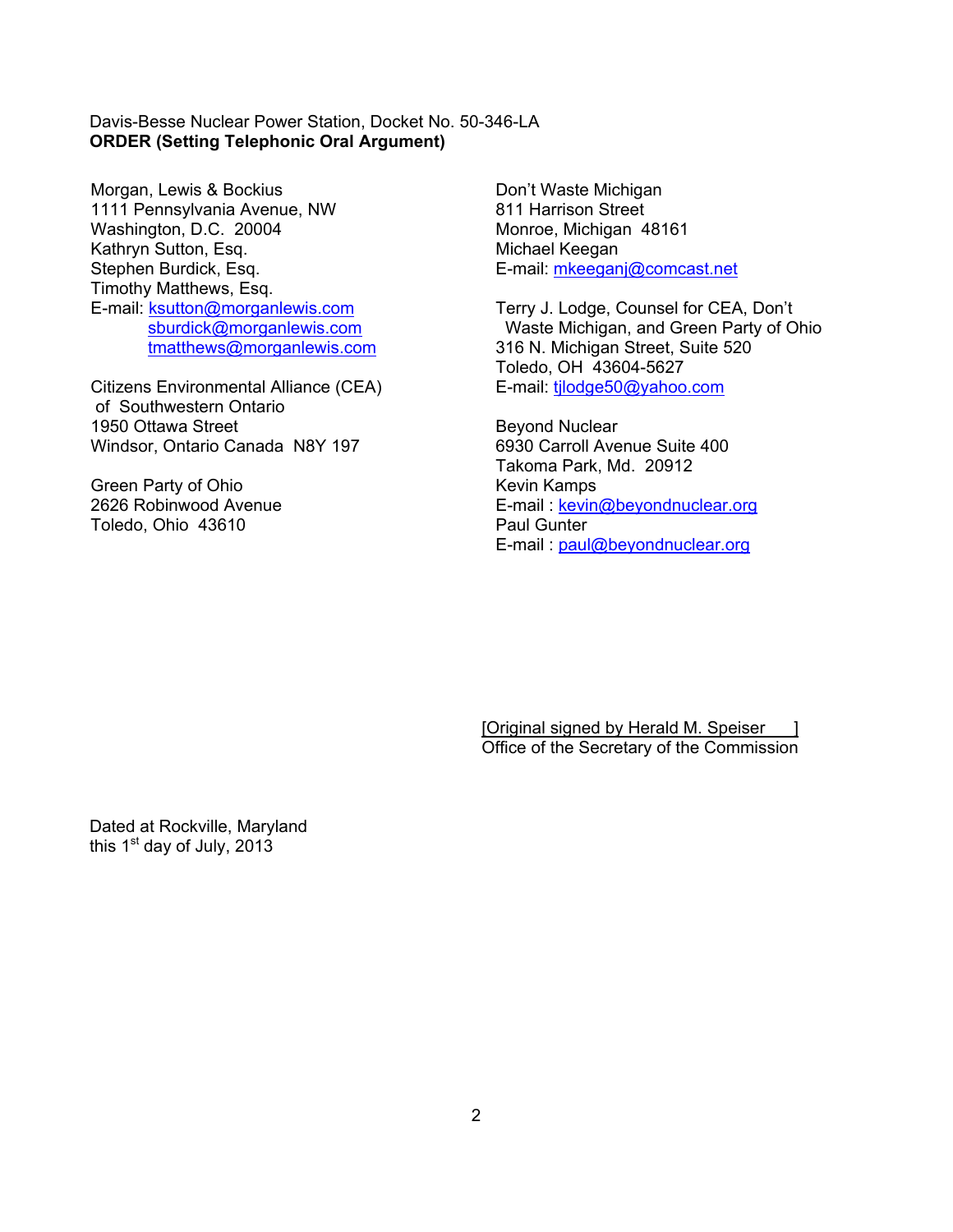Davis-Besse Nuclear Power Station, Docket No. 50-346-LA
**ORDER (Setting Telephonic Oral Argument)**

Morgan, Lewis & Bockius
1111 Pennsylvania Avenue, NW
Washington, D.C. 20004
Kathryn Sutton, Esq.
Stephen Burdick, Esq.
Timothy Matthews, Esq.
E-mail: ksutton@morganlewis.com
sburdick@morganlewis.com
tmatthews@morganlewis.com

Citizens Environmental Alliance (CEA)
of Southwestern Ontario
1950 Ottawa Street
Windsor, Ontario Canada N8Y 197

Green Party of Ohio
2626 Robinwood Avenue
Toledo, Ohio 43610

Don't Waste Michigan
811 Harrison Street
Monroe, Michigan 48161
Michael Keegan
E-mail: mkeeganj@comcast.net

Terry J. Lodge, Counsel for CEA, Don't Waste Michigan, and Green Party of Ohio
316 N. Michigan Street, Suite 520
Toledo, OH 43604-5627
E-mail: tjlodge50@yahoo.com

Beyond Nuclear
6930 Carroll Avenue Suite 400
Takoma Park, Md. 20912
Kevin Kamps
E-mail : kevin@beyondnuclear.org
Paul Gunter
E-mail : paul@beyondnuclear.org

[Original signed by Herald M. Speiser ]
Office of the Secretary of the Commission

Dated at Rockville, Maryland
this 1st day of July, 2013